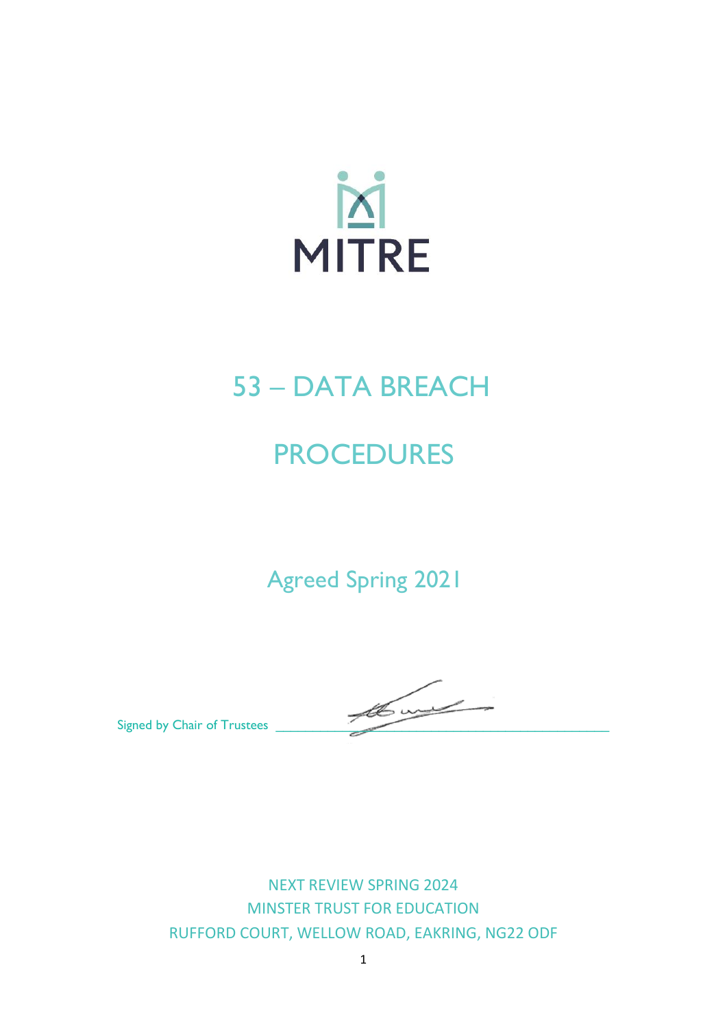MITRE

# 53 – DATA BREACH

# PROCEDURES

Agreed Spring 2021

Signed by Chair of Trustees ________________________________

NEXT REVIEW SPRING 2024
MINSTER TRUST FOR EDUCATION
RUFFORD COURT, WELLOW ROAD, EAKRING, NG22 ODF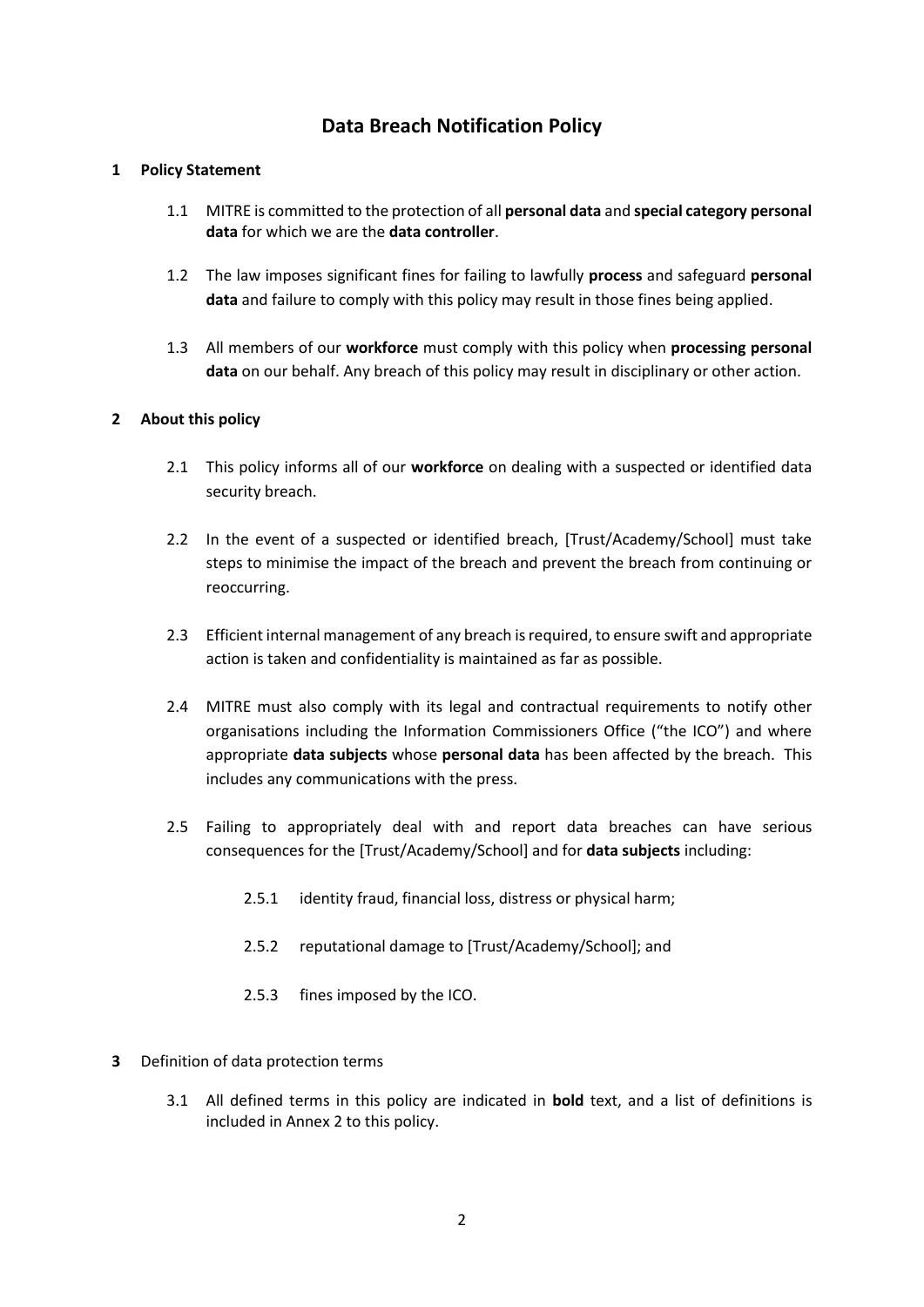# Data Breach Notification Policy

## 1 Policy Statement

1.1 MITRE is committed to the protection of all **personal data** and **special category personal data** for which we are the **data controller**.

1.2 The law imposes significant fines for failing to lawfully **process** and safeguard **personal data** and failure to comply with this policy may result in those fines being applied.

1.3 All members of our **workforce** must comply with this policy when **processing personal data** on our behalf. Any breach of this policy may result in disciplinary or other action.

## 2 About this policy

2.1 This policy informs all of our **workforce** on dealing with a suspected or identified data security breach.

2.2 In the event of a suspected or identified breach, [Trust/Academy/School] must take steps to minimise the impact of the breach and prevent the breach from continuing or reoccurring.

2.3 Efficient internal management of any breach is required, to ensure swift and appropriate action is taken and confidentiality is maintained as far as possible.

2.4 MITRE must also comply with its legal and contractual requirements to notify other organisations including the Information Commissioners Office ("the ICO") and where appropriate **data subjects** whose **personal data** has been affected by the breach. This includes any communications with the press.

2.5 Failing to appropriately deal with and report data breaches can have serious consequences for the [Trust/Academy/School] and for **data subjects** including:

2.5.1 identity fraud, financial loss, distress or physical harm;

2.5.2 reputational damage to [Trust/Academy/School]; and

2.5.3 fines imposed by the ICO.

## 3 Definition of data protection terms

3.1 All defined terms in this policy are indicated in **bold** text, and a list of definitions is included in Annex 2 to this policy.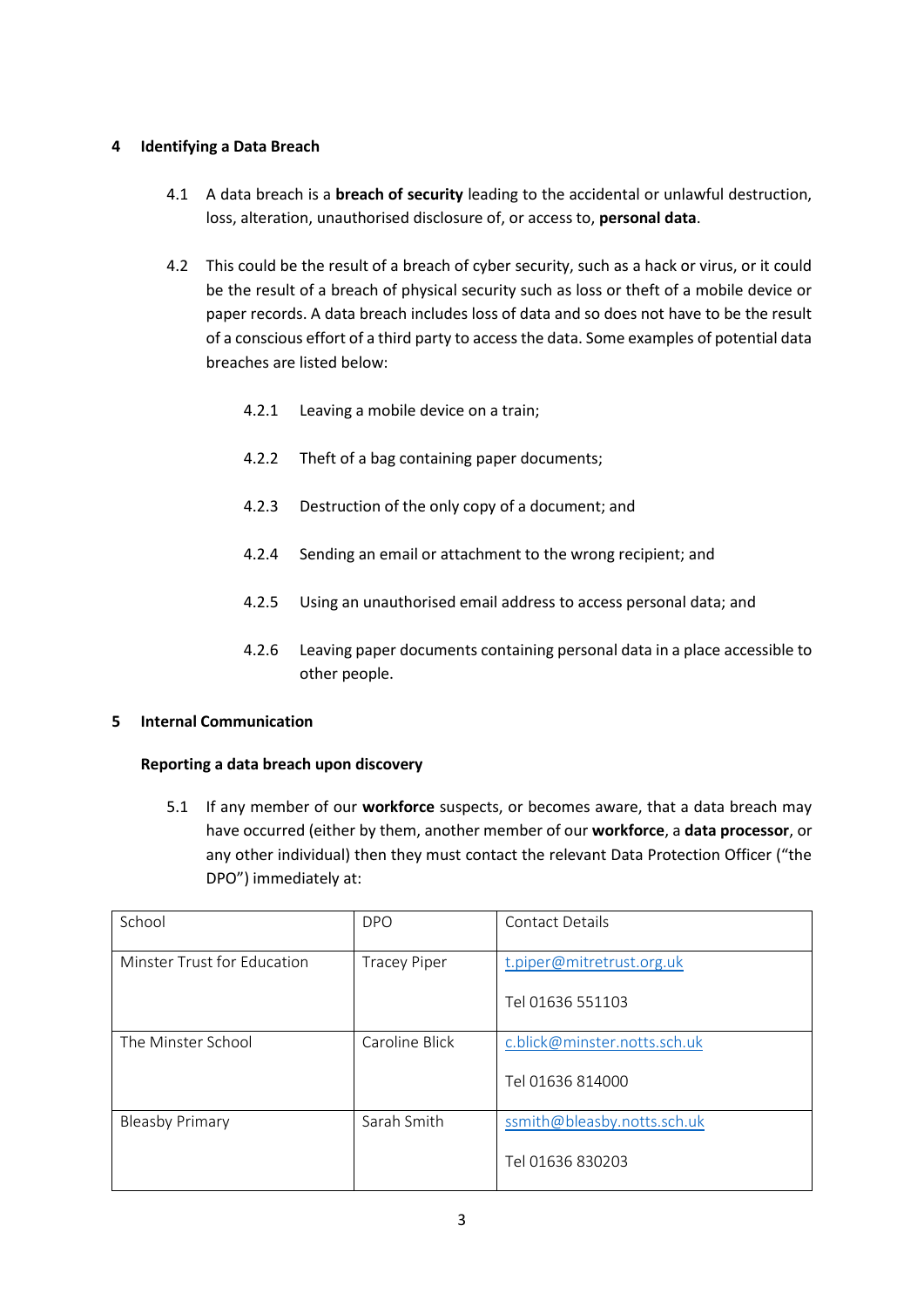## 4 Identifying a Data Breach

4.1 A data breach is a **breach of security** leading to the accidental or unlawful destruction, loss, alteration, unauthorised disclosure of, or access to, **personal data**.

4.2 This could be the result of a breach of cyber security, such as a hack or virus, or it could be the result of a breach of physical security such as loss or theft of a mobile device or paper records. A data breach includes loss of data and so does not have to be the result of a conscious effort of a third party to access the data. Some examples of potential data breaches are listed below:

4.2.1 Leaving a mobile device on a train;

4.2.2 Theft of a bag containing paper documents;

4.2.3 Destruction of the only copy of a document; and

4.2.4 Sending an email or attachment to the wrong recipient; and

4.2.5 Using an unauthorised email address to access personal data; and

4.2.6 Leaving paper documents containing personal data in a place accessible to other people.

## 5 Internal Communication

### Reporting a data breach upon discovery

5.1 If any member of our **workforce** suspects, or becomes aware, that a data breach may have occurred (either by them, another member of our **workforce**, a **data processor**, or any other individual) then they must contact the relevant Data Protection Officer ("the DPO") immediately at:

| School | DPO | Contact Details |
|---|---|---|
| Minster Trust for Education | Tracey Piper | t.piper@mitretrust.org.uk<br><br>Tel 01636 551103 |
| The Minster School | Caroline Blick | c.blick@minster.notts.sch.uk<br><br>Tel 01636 814000 |
| Bleasby Primary | Sarah Smith | ssmith@bleasby.notts.sch.uk<br><br>Tel 01636 830203 |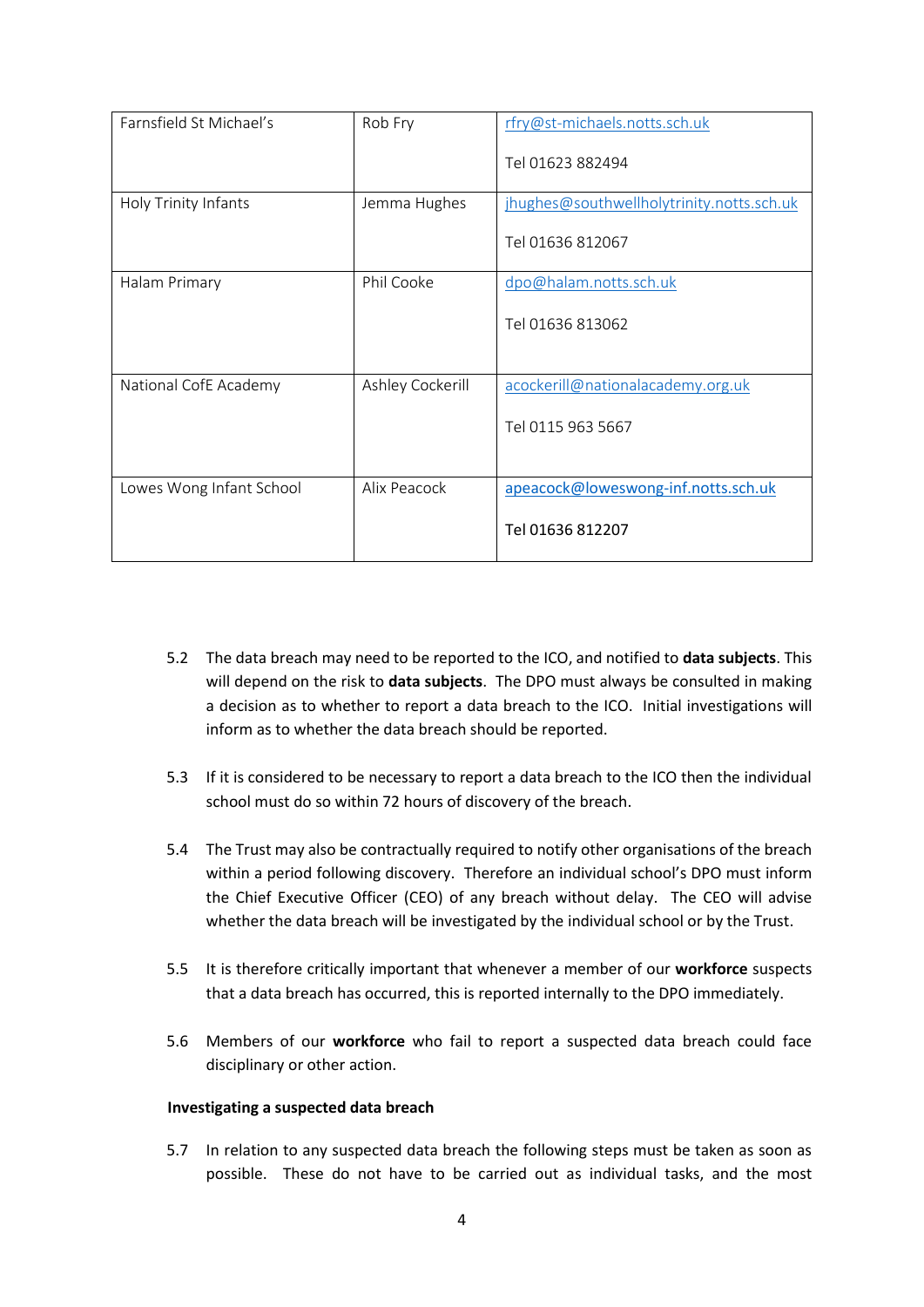| | | |
|---|---|---|
| Farnsfield St Michael's | Rob Fry | rfry@st-michaels.notts.sch.uk<br><br>Tel 01623 882494 |
| Holy Trinity Infants | Jemma Hughes | jhughes@southwellholytrinity.notts.sch.uk<br><br>Tel 01636 812067 |
| Halam Primary | Phil Cooke | dpo@halam.notts.sch.uk<br><br>Tel 01636 813062 |
| National CofE Academy | Ashley Cockerill | acockerill@nationalacademy.org.uk<br><br>Tel 0115 963 5667 |
| Lowes Wong Infant School | Alix Peacock | apeacock@loweswong-inf.notts.sch.uk<br><br>Tel 01636 812207 |

5.2 The data breach may need to be reported to the ICO, and notified to **data subjects**. This will depend on the risk to **data subjects**. The DPO must always be consulted in making a decision as to whether to report a data breach to the ICO. Initial investigations will inform as to whether the data breach should be reported.

5.3 If it is considered to be necessary to report a data breach to the ICO then the individual school must do so within 72 hours of discovery of the breach.

5.4 The Trust may also be contractually required to notify other organisations of the breach within a period following discovery. Therefore an individual school's DPO must inform the Chief Executive Officer (CEO) of any breach without delay. The CEO will advise whether the data breach will be investigated by the individual school or by the Trust.

5.5 It is therefore critically important that whenever a member of our **workforce** suspects that a data breach has occurred, this is reported internally to the DPO immediately.

5.6 Members of our **workforce** who fail to report a suspected data breach could face disciplinary or other action.

**Investigating a suspected data breach**

5.7 In relation to any suspected data breach the following steps must be taken as soon as possible. These do not have to be carried out as individual tasks, and the most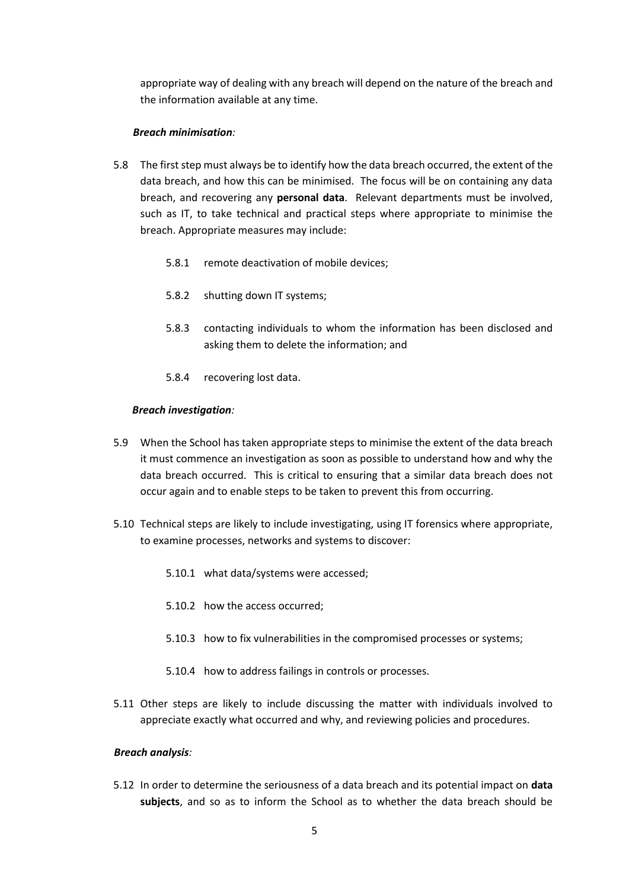appropriate way of dealing with any breach will depend on the nature of the breach and the information available at any time.

***Breach minimisation:***

5.8 The first step must always be to identify how the data breach occurred, the extent of the data breach, and how this can be minimised. The focus will be on containing any data breach, and recovering any **personal data**. Relevant departments must be involved, such as IT, to take technical and practical steps where appropriate to minimise the breach. Appropriate measures may include:

5.8.1 remote deactivation of mobile devices;

5.8.2 shutting down IT systems;

5.8.3 contacting individuals to whom the information has been disclosed and asking them to delete the information; and

5.8.4 recovering lost data.

***Breach investigation:***

5.9 When the School has taken appropriate steps to minimise the extent of the data breach it must commence an investigation as soon as possible to understand how and why the data breach occurred. This is critical to ensuring that a similar data breach does not occur again and to enable steps to be taken to prevent this from occurring.

5.10 Technical steps are likely to include investigating, using IT forensics where appropriate, to examine processes, networks and systems to discover:

5.10.1 what data/systems were accessed;

5.10.2 how the access occurred;

5.10.3 how to fix vulnerabilities in the compromised processes or systems;

5.10.4 how to address failings in controls or processes.

5.11 Other steps are likely to include discussing the matter with individuals involved to appreciate exactly what occurred and why, and reviewing policies and procedures.

***Breach analysis:***

5.12 In order to determine the seriousness of a data breach and its potential impact on **data subjects**, and so as to inform the School as to whether the data breach should be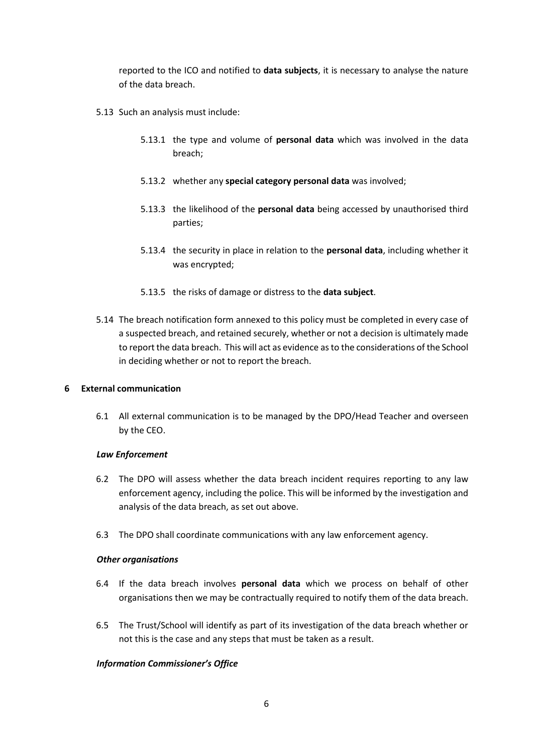reported to the ICO and notified to **data subjects**, it is necessary to analyse the nature of the data breach.

5.13 Such an analysis must include:

5.13.1 the type and volume of **personal data** which was involved in the data breach;

5.13.2 whether any **special category personal data** was involved;

5.13.3 the likelihood of the **personal data** being accessed by unauthorised third parties;

5.13.4 the security in place in relation to the **personal data**, including whether it was encrypted;

5.13.5 the risks of damage or distress to the **data subject**.

5.14 The breach notification form annexed to this policy must be completed in every case of a suspected breach, and retained securely, whether or not a decision is ultimately made to report the data breach. This will act as evidence as to the considerations of the School in deciding whether or not to report the breach.

## 6 External communication

6.1 All external communication is to be managed by the DPO/Head Teacher and overseen by the CEO.

***Law Enforcement***

6.2 The DPO will assess whether the data breach incident requires reporting to any law enforcement agency, including the police. This will be informed by the investigation and analysis of the data breach, as set out above.

6.3 The DPO shall coordinate communications with any law enforcement agency.

***Other organisations***

6.4 If the data breach involves **personal data** which we process on behalf of other organisations then we may be contractually required to notify them of the data breach.

6.5 The Trust/School will identify as part of its investigation of the data breach whether or not this is the case and any steps that must be taken as a result.

***Information Commissioner's Office***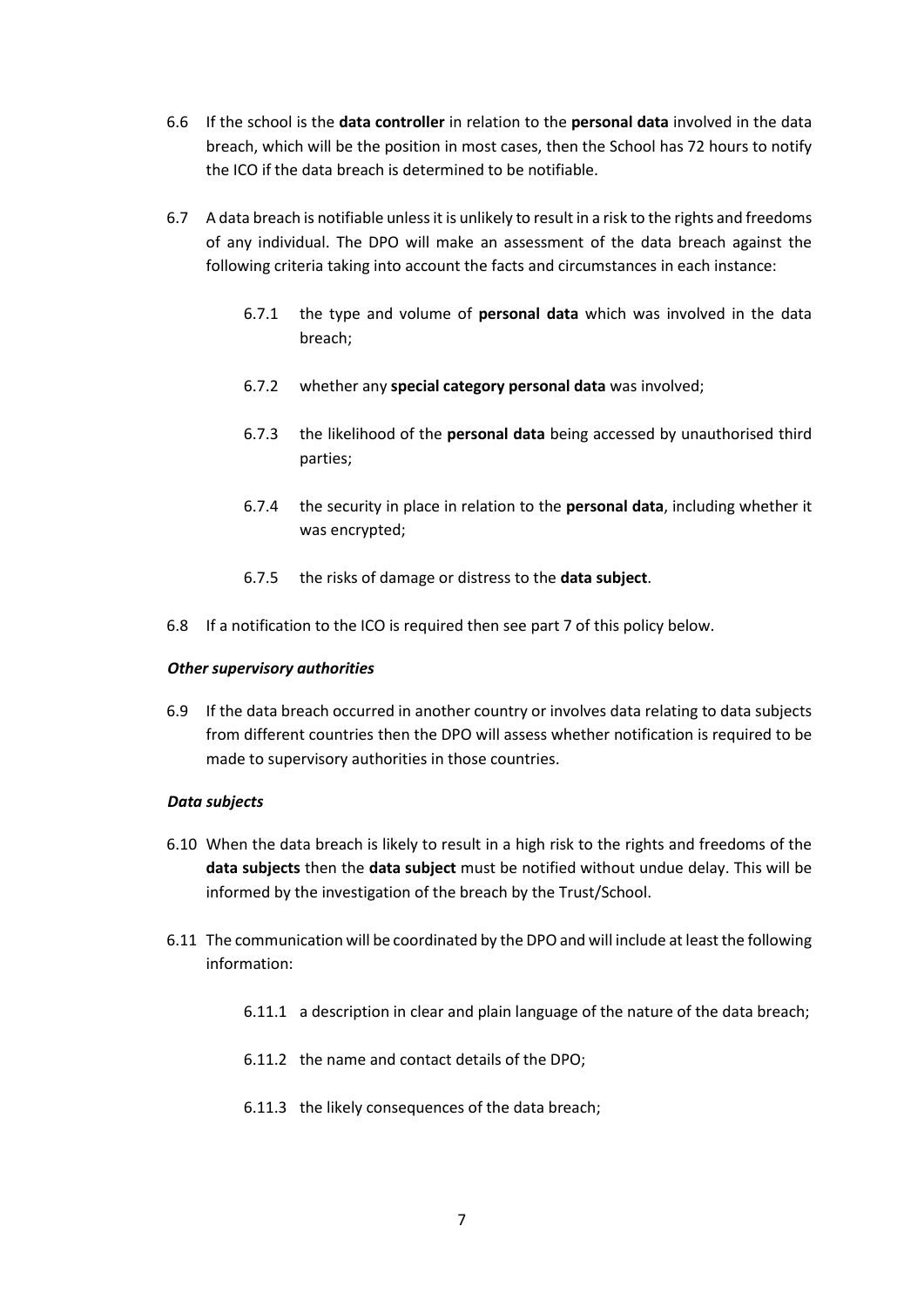6.6 If the school is the **data controller** in relation to the **personal data** involved in the data breach, which will be the position in most cases, then the School has 72 hours to notify the ICO if the data breach is determined to be notifiable.

6.7 A data breach is notifiable unless it is unlikely to result in a risk to the rights and freedoms of any individual. The DPO will make an assessment of the data breach against the following criteria taking into account the facts and circumstances in each instance:

6.7.1 the type and volume of **personal data** which was involved in the data breach;

6.7.2 whether any **special category personal data** was involved;

6.7.3 the likelihood of the **personal data** being accessed by unauthorised third parties;

6.7.4 the security in place in relation to the **personal data**, including whether it was encrypted;

6.7.5 the risks of damage or distress to the **data subject**.

6.8 If a notification to the ICO is required then see part 7 of this policy below.

***Other supervisory authorities***

6.9 If the data breach occurred in another country or involves data relating to data subjects from different countries then the DPO will assess whether notification is required to be made to supervisory authorities in those countries.

***Data subjects***

6.10 When the data breach is likely to result in a high risk to the rights and freedoms of the **data subjects** then the **data subject** must be notified without undue delay. This will be informed by the investigation of the breach by the Trust/School.

6.11 The communication will be coordinated by the DPO and will include at least the following information:

6.11.1 a description in clear and plain language of the nature of the data breach;

6.11.2 the name and contact details of the DPO;

6.11.3 the likely consequences of the data breach;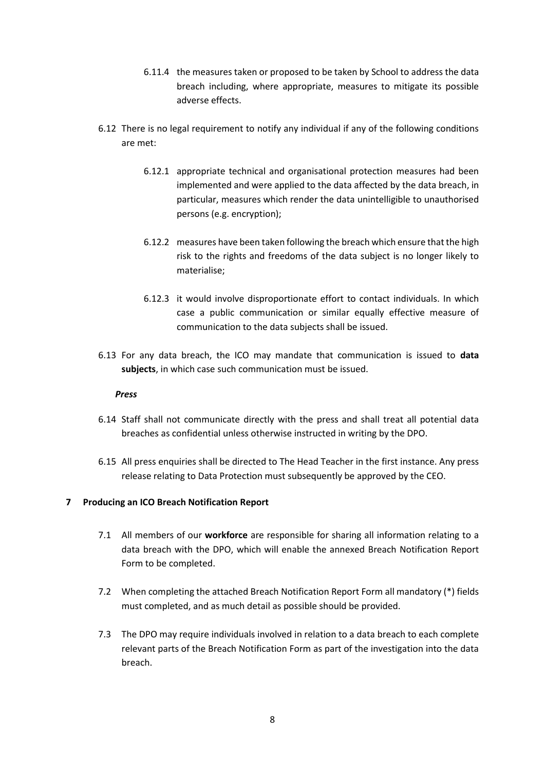6.11.4 the measures taken or proposed to be taken by School to address the data breach including, where appropriate, measures to mitigate its possible adverse effects.

6.12 There is no legal requirement to notify any individual if any of the following conditions are met:

6.12.1 appropriate technical and organisational protection measures had been implemented and were applied to the data affected by the data breach, in particular, measures which render the data unintelligible to unauthorised persons (e.g. encryption);

6.12.2 measures have been taken following the breach which ensure that the high risk to the rights and freedoms of the data subject is no longer likely to materialise;

6.12.3 it would involve disproportionate effort to contact individuals. In which case a public communication or similar equally effective measure of communication to the data subjects shall be issued.

6.13 For any data breach, the ICO may mandate that communication is issued to **data subjects**, in which case such communication must be issued.

***Press***

6.14 Staff shall not communicate directly with the press and shall treat all potential data breaches as confidential unless otherwise instructed in writing by the DPO.

6.15 All press enquiries shall be directed to The Head Teacher in the first instance. Any press release relating to Data Protection must subsequently be approved by the CEO.

## 7 Producing an ICO Breach Notification Report

7.1 All members of our **workforce** are responsible for sharing all information relating to a data breach with the DPO, which will enable the annexed Breach Notification Report Form to be completed.

7.2 When completing the attached Breach Notification Report Form all mandatory (*) fields must completed, and as much detail as possible should be provided.

7.3 The DPO may require individuals involved in relation to a data breach to each complete relevant parts of the Breach Notification Form as part of the investigation into the data breach.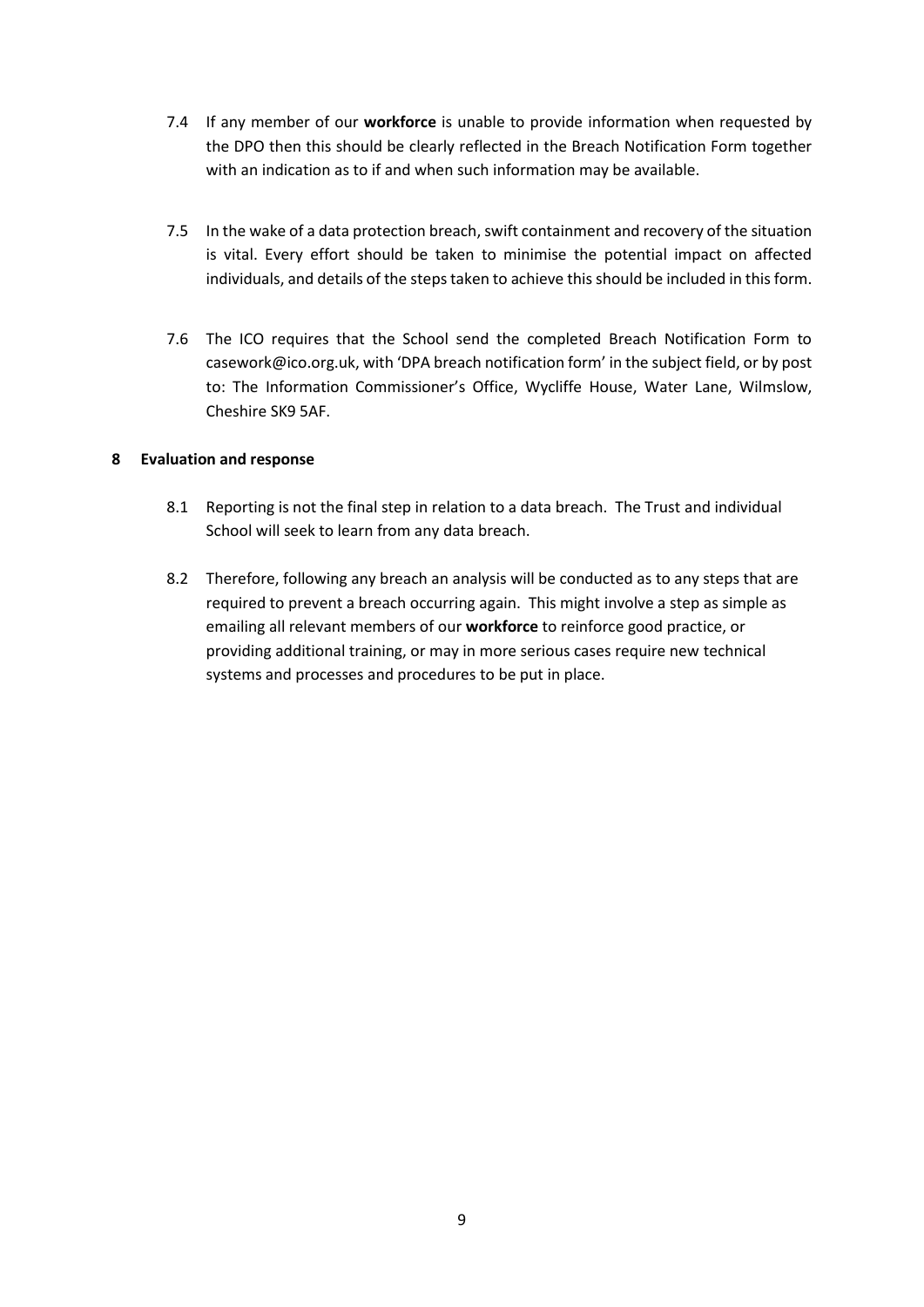7.4 If any member of our **workforce** is unable to provide information when requested by the DPO then this should be clearly reflected in the Breach Notification Form together with an indication as to if and when such information may be available.

7.5 In the wake of a data protection breach, swift containment and recovery of the situation is vital. Every effort should be taken to minimise the potential impact on affected individuals, and details of the steps taken to achieve this should be included in this form.

7.6 The ICO requires that the School send the completed Breach Notification Form to casework@ico.org.uk, with 'DPA breach notification form' in the subject field, or by post to: The Information Commissioner's Office, Wycliffe House, Water Lane, Wilmslow, Cheshire SK9 5AF.

## 8 Evaluation and response

8.1 Reporting is not the final step in relation to a data breach. The Trust and individual School will seek to learn from any data breach.

8.2 Therefore, following any breach an analysis will be conducted as to any steps that are required to prevent a breach occurring again. This might involve a step as simple as emailing all relevant members of our **workforce** to reinforce good practice, or providing additional training, or may in more serious cases require new technical systems and processes and procedures to be put in place.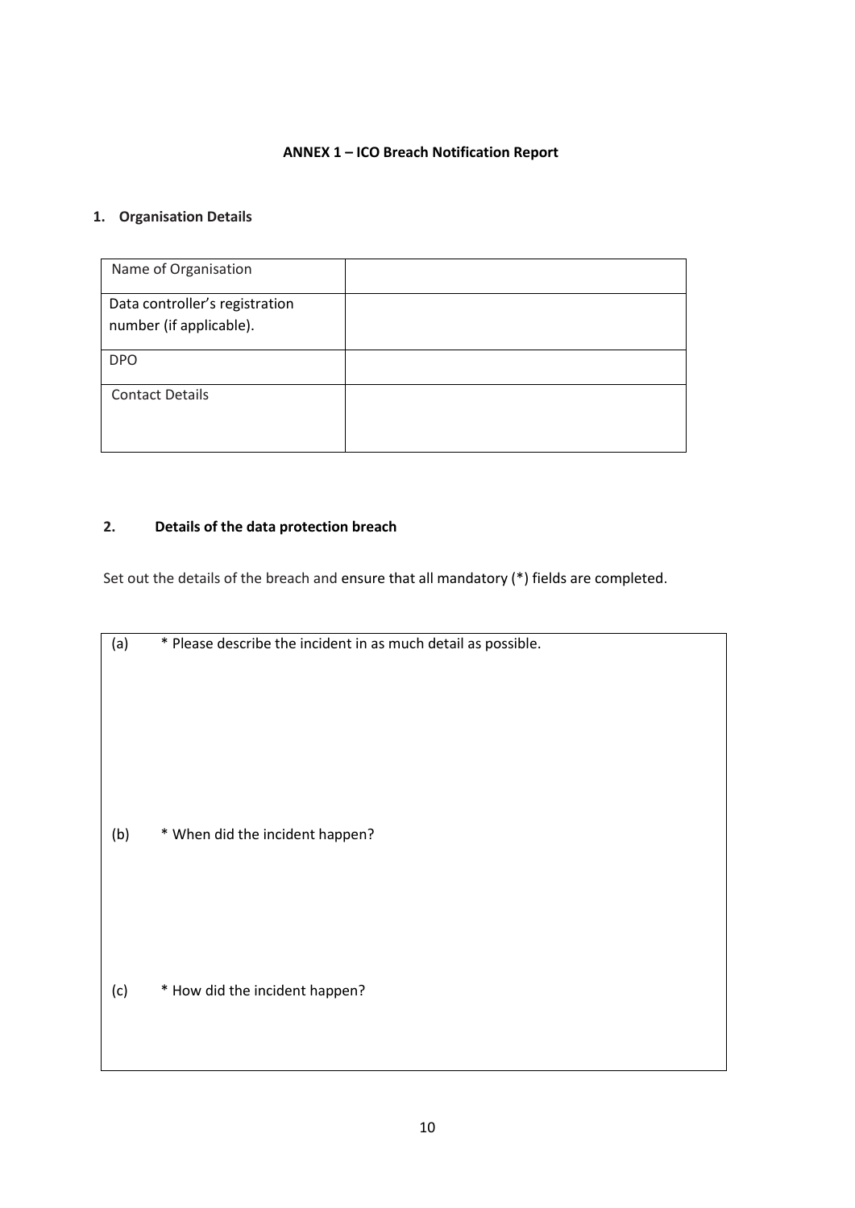**ANNEX 1 – ICO Breach Notification Report**

## 1. Organisation Details

| Name of Organisation | |
|---|---|
| Data controller's registration number (if applicable). | |
| DPO | |
| Contact Details | |

## 2. Details of the data protection breach

Set out the details of the breach and ensure that all mandatory (*) fields are completed.

| |
|---|
| (a) * Please describe the incident in as much detail as possible. |
| (b) * When did the incident happen? |
| (c) * How did the incident happen? |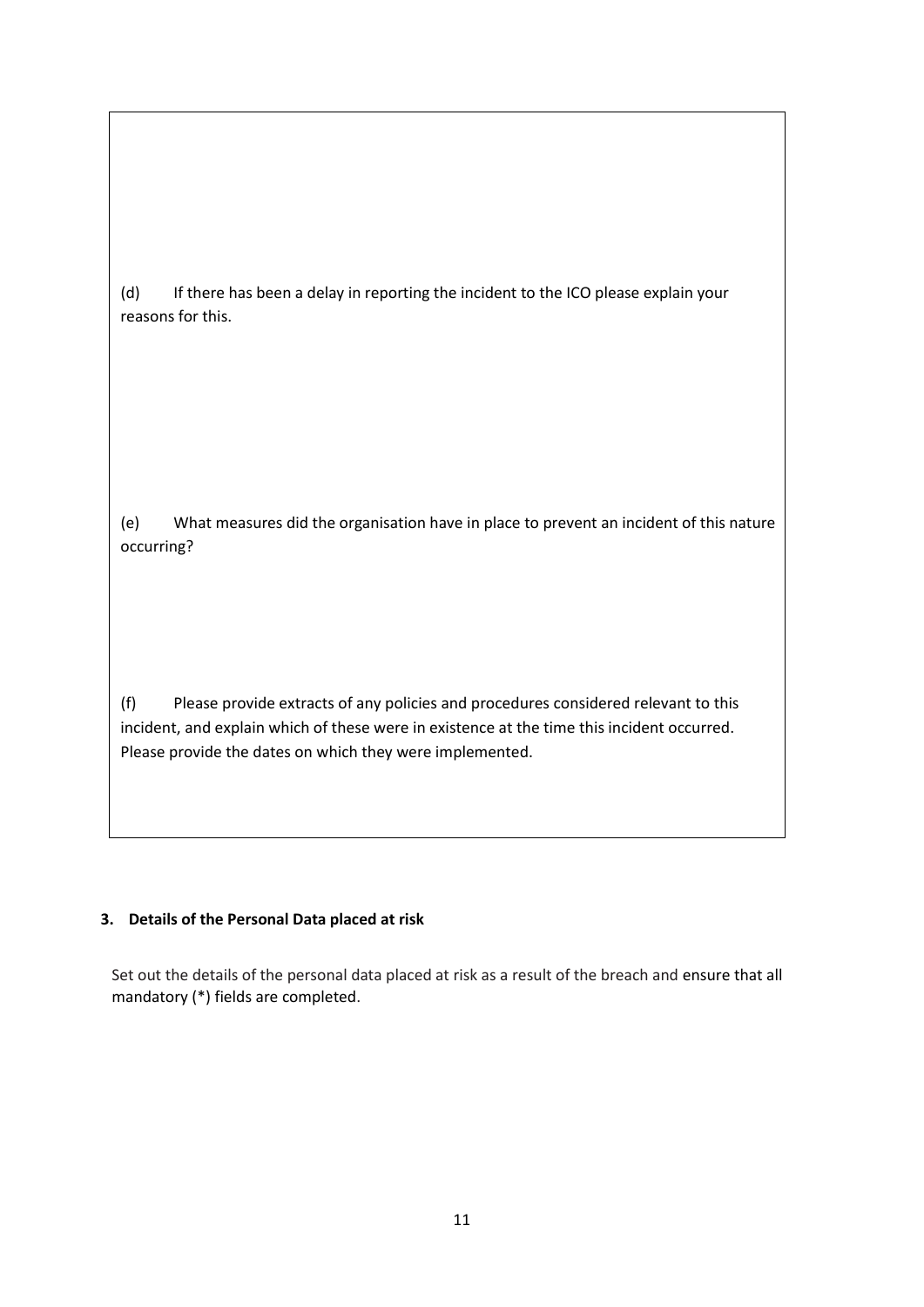(d) If there has been a delay in reporting the incident to the ICO please explain your reasons for this.

(e) What measures did the organisation have in place to prevent an incident of this nature occurring?

(f) Please provide extracts of any policies and procedures considered relevant to this incident, and explain which of these were in existence at the time this incident occurred. Please provide the dates on which they were implemented.

## 3. Details of the Personal Data placed at risk

Set out the details of the personal data placed at risk as a result of the breach and ensure that all mandatory (*) fields are completed.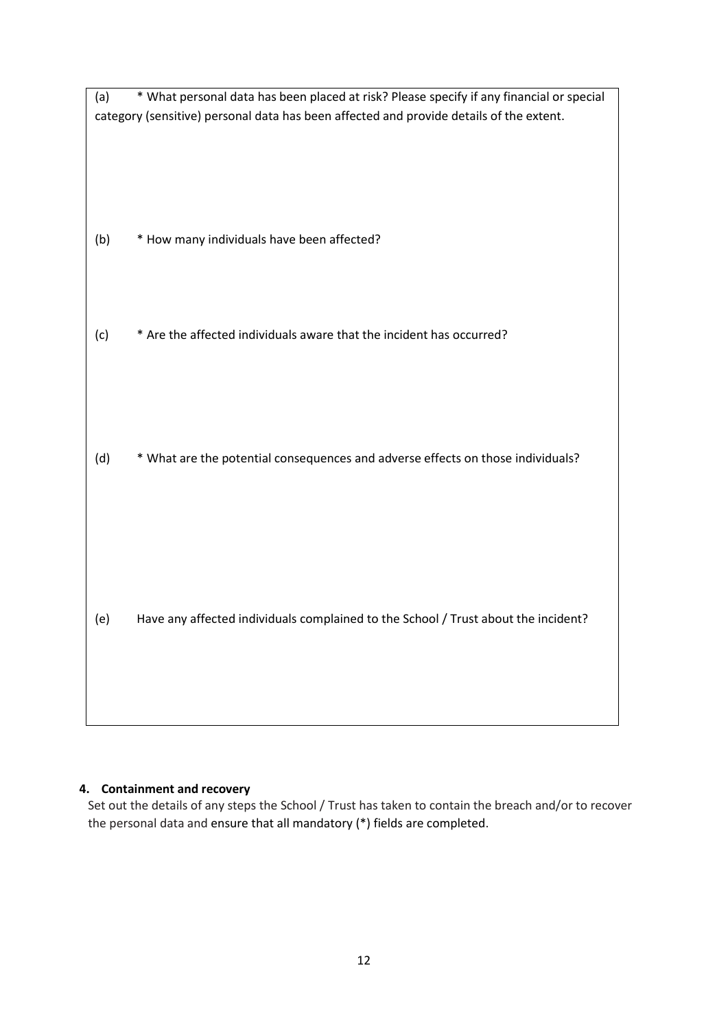(a) * What personal data has been placed at risk? Please specify if any financial or special category (sensitive) personal data has been affected and provide details of the extent.

(b) * How many individuals have been affected?

(c) * Are the affected individuals aware that the incident has occurred?

(d) * What are the potential consequences and adverse effects on those individuals?

(e) Have any affected individuals complained to the School / Trust about the incident?

## 4. Containment and recovery

Set out the details of any steps the School / Trust has taken to contain the breach and/or to recover the personal data and ensure that all mandatory (*) fields are completed.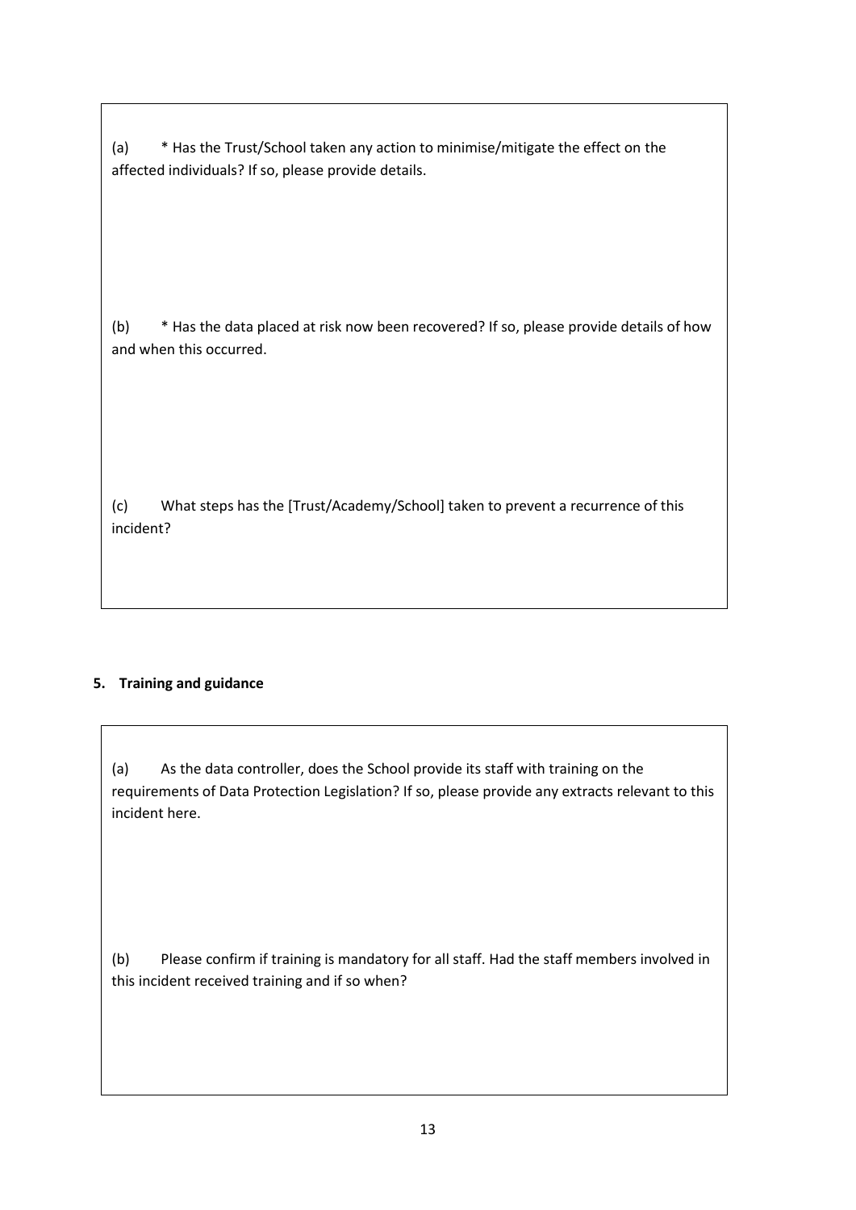(a) * Has the Trust/School taken any action to minimise/mitigate the effect on the affected individuals? If so, please provide details.

(b) * Has the data placed at risk now been recovered? If so, please provide details of how and when this occurred.

(c) What steps has the [Trust/Academy/School] taken to prevent a recurrence of this incident?

## 5. Training and guidance

(a) As the data controller, does the School provide its staff with training on the requirements of Data Protection Legislation? If so, please provide any extracts relevant to this incident here.

(b) Please confirm if training is mandatory for all staff. Had the staff members involved in this incident received training and if so when?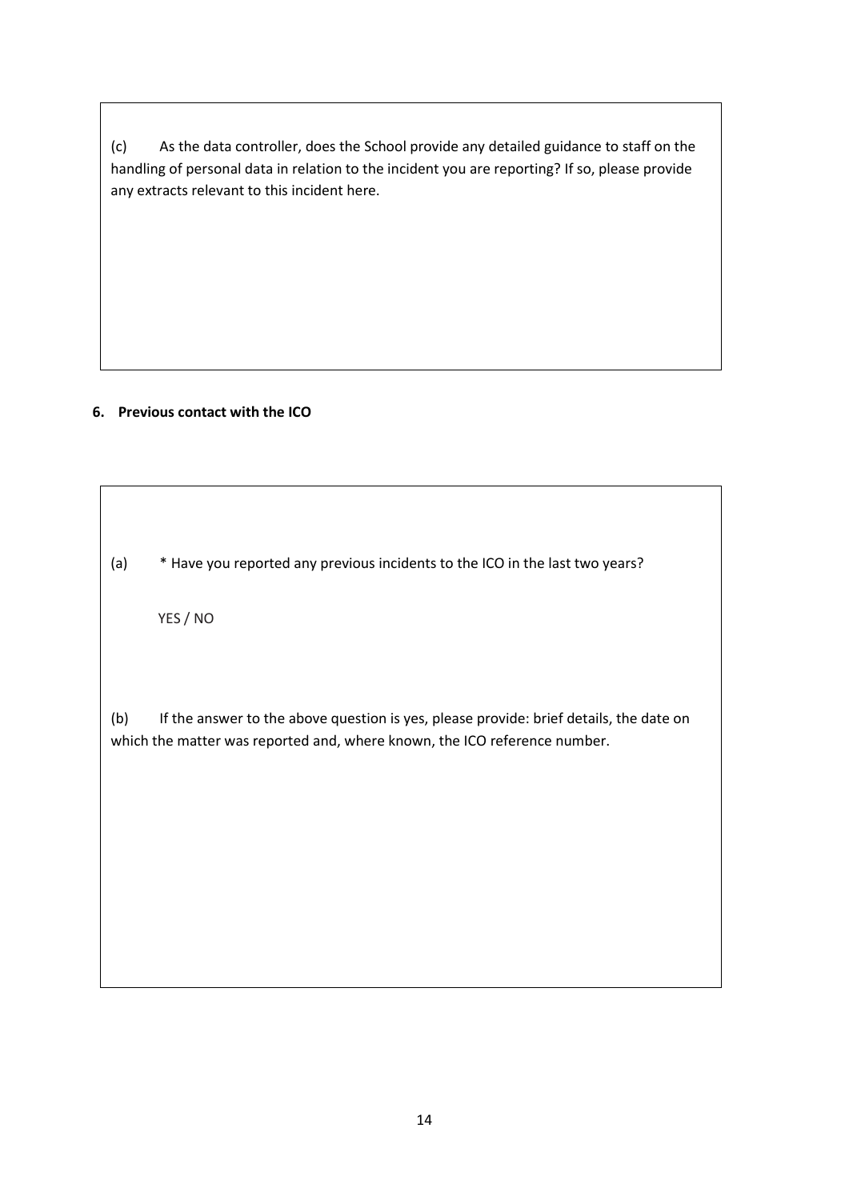(c) As the data controller, does the School provide any detailed guidance to staff on the handling of personal data in relation to the incident you are reporting? If so, please provide any extracts relevant to this incident here.

**6. Previous contact with the ICO**

(a) * Have you reported any previous incidents to the ICO in the last two years?

YES / NO

(b) If the answer to the above question is yes, please provide: brief details, the date on which the matter was reported and, where known, the ICO reference number.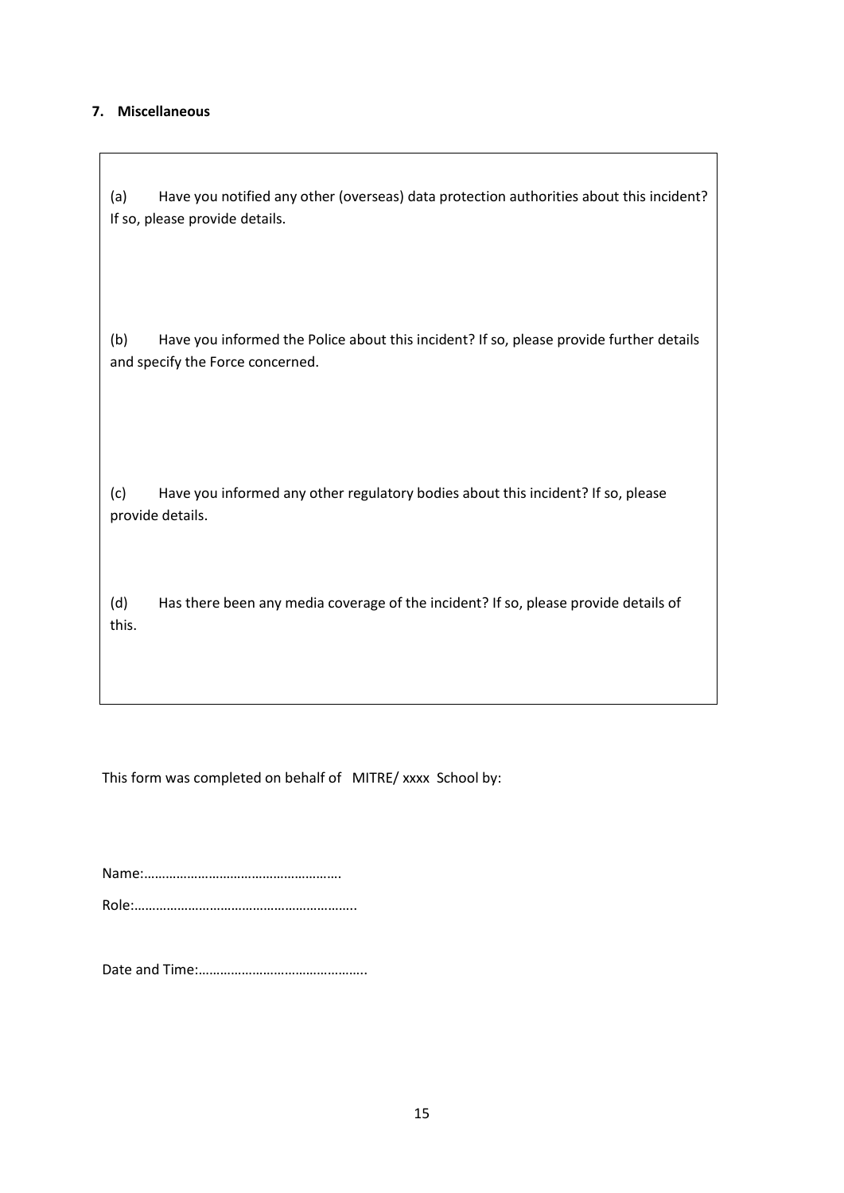### 7. Miscellaneous

(a) Have you notified any other (overseas) data protection authorities about this incident? If so, please provide details.

(b) Have you informed the Police about this incident? If so, please provide further details and specify the Force concerned.

(c) Have you informed any other regulatory bodies about this incident? If so, please provide details.

(d) Has there been any media coverage of the incident? If so, please provide details of this.

This form was completed on behalf of MITRE/ xxxx School by:

Name:………………………………………………

Role:……………………………………………………..

Date and Time:………………………………………..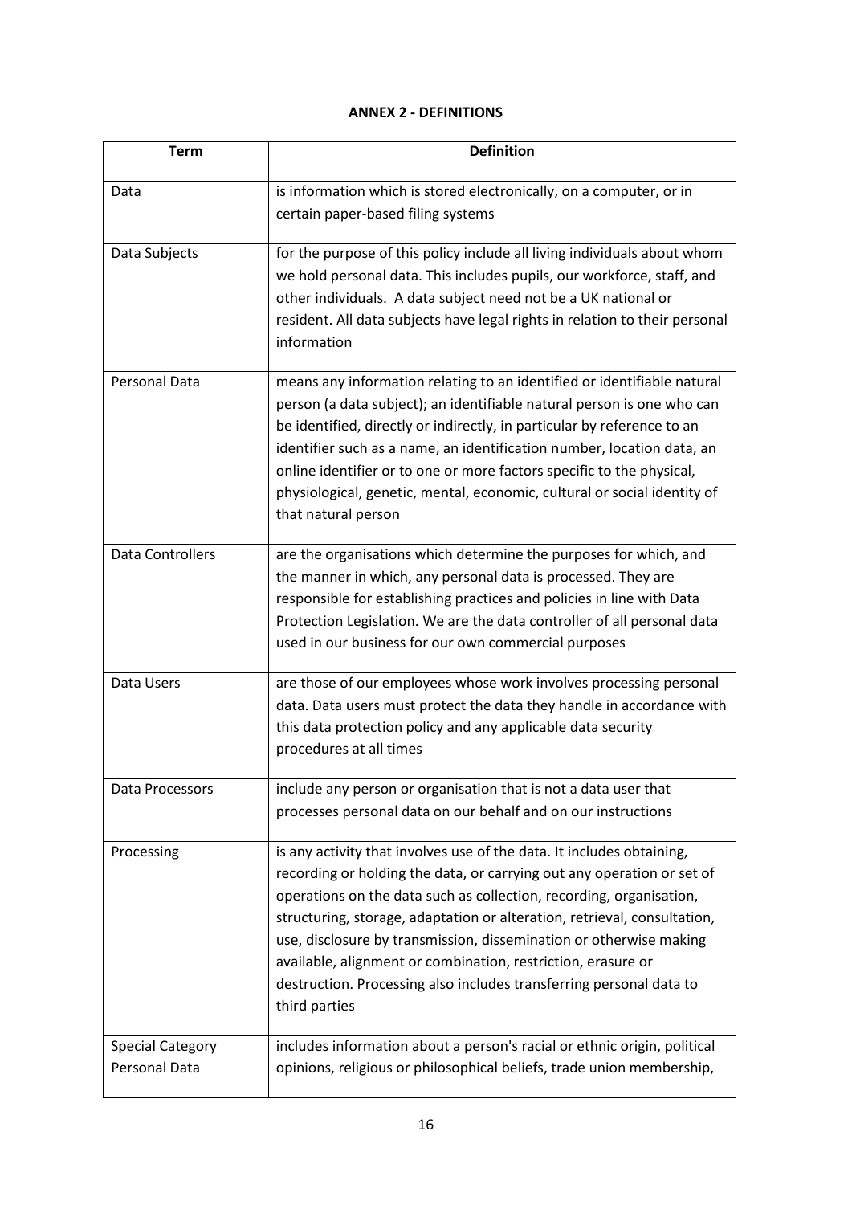**ANNEX 2 - DEFINITIONS**

| Term | Definition |
|---|---|
| Data | is information which is stored electronically, on a computer, or in certain paper-based filing systems |
| Data Subjects | for the purpose of this policy include all living individuals about whom we hold personal data. This includes pupils, our workforce, staff, and other individuals. A data subject need not be a UK national or resident. All data subjects have legal rights in relation to their personal information |
| Personal Data | means any information relating to an identified or identifiable natural person (a data subject); an identifiable natural person is one who can be identified, directly or indirectly, in particular by reference to an identifier such as a name, an identification number, location data, an online identifier or to one or more factors specific to the physical, physiological, genetic, mental, economic, cultural or social identity of that natural person |
| Data Controllers | are the organisations which determine the purposes for which, and the manner in which, any personal data is processed. They are responsible for establishing practices and policies in line with Data Protection Legislation. We are the data controller of all personal data used in our business for our own commercial purposes |
| Data Users | are those of our employees whose work involves processing personal data. Data users must protect the data they handle in accordance with this data protection policy and any applicable data security procedures at all times |
| Data Processors | include any person or organisation that is not a data user that processes personal data on our behalf and on our instructions |
| Processing | is any activity that involves use of the data. It includes obtaining, recording or holding the data, or carrying out any operation or set of operations on the data such as collection, recording, organisation, structuring, storage, adaptation or alteration, retrieval, consultation, use, disclosure by transmission, dissemination or otherwise making available, alignment or combination, restriction, erasure or destruction. Processing also includes transferring personal data to third parties |
| Special Category Personal Data | includes information about a person's racial or ethnic origin, political opinions, religious or philosophical beliefs, trade union membership, |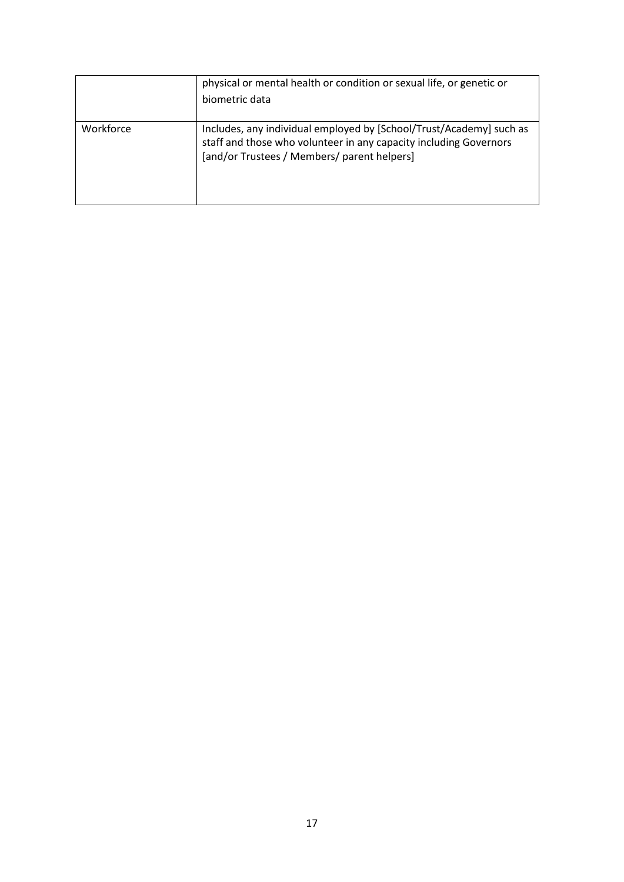| | |
|---|---|
| | physical or mental health or condition or sexual life, or genetic or biometric data |
| Workforce | Includes, any individual employed by [School/Trust/Academy] such as staff and those who volunteer in any capacity including Governors [and/or Trustees / Members/ parent helpers] |